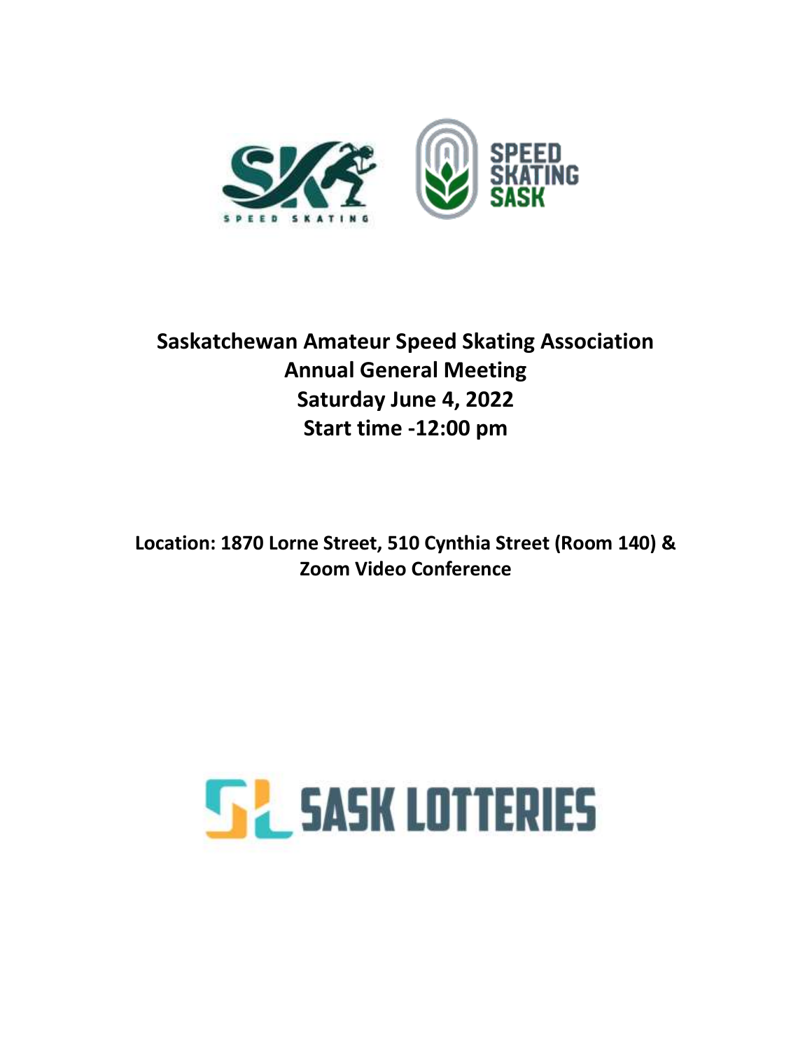# Saskatchewan Amateur Speed Skating Association
# Annual General Meeting
# Saturday June 4, 2022
# Start time -12:00 pm

**Location: 1870 Lorne Street, 510 Cynthia Street (Room 140) & Zoom Video Conference**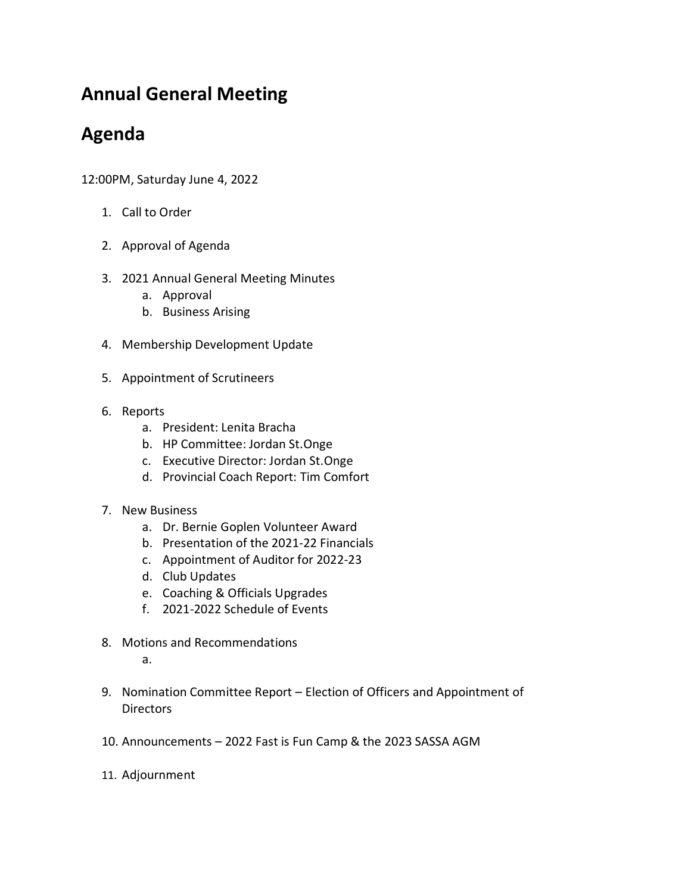# Annual General Meeting

# Agenda

12:00PM, Saturday June 4, 2022

1. Call to Order

2. Approval of Agenda

3. 2021 Annual General Meeting Minutes
   a. Approval
   b. Business Arising

4. Membership Development Update

5. Appointment of Scrutineers

6. Reports
   a. President: Lenita Bracha
   b. HP Committee: Jordan St.Onge
   c. Executive Director: Jordan St.Onge
   d. Provincial Coach Report: Tim Comfort

7. New Business
   a. Dr. Bernie Goplen Volunteer Award
   b. Presentation of the 2021-22 Financials
   c. Appointment of Auditor for 2022-23
   d. Club Updates
   e. Coaching & Officials Upgrades
   f. 2021-2022 Schedule of Events

8. Motions and Recommendations
   a.

9. Nomination Committee Report – Election of Officers and Appointment of Directors

10. Announcements – 2022 Fast is Fun Camp & the 2023 SASSA AGM

11. Adjournment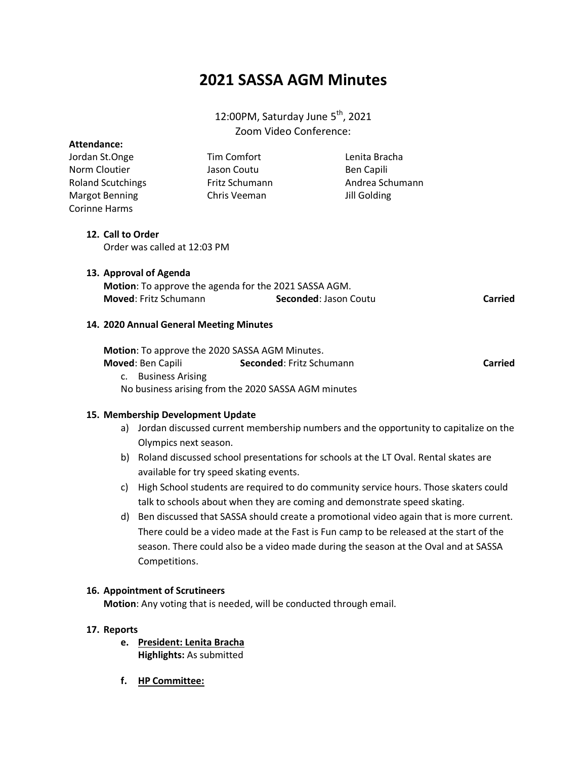# 2021 SASSA AGM Minutes

12:00PM, Saturday June 5th, 2021
Zoom Video Conference:

**Attendance:**

Jordan St.Onge
Norm Cloutier
Roland Scutchings
Margot Benning
Corinne Harms
Tim Comfort
Jason Coutu
Fritz Schumann
Chris Veeman
Lenita Bracha
Ben Capili
Andrea Schumann
Jill Golding

12. **Call to Order**
    Order was called at 12:03 PM

13. **Approval of Agenda**
    **Motion**: To approve the agenda for the 2021 SASSA AGM.
    **Moved**: Fritz Schumann **Seconded**: Jason Coutu **Carried**

14. **2020 Annual General Meeting Minutes**

    **Motion**: To approve the 2020 SASSA AGM Minutes.
    **Moved**: Ben Capili **Seconded**: Fritz Schumann **Carried**
    c. Business Arising
    No business arising from the 2020 SASSA AGM minutes

15. **Membership Development Update**
    a) Jordan discussed current membership numbers and the opportunity to capitalize on the Olympics next season.
    b) Roland discussed school presentations for schools at the LT Oval. Rental skates are available for try speed skating events.
    c) High School students are required to do community service hours. Those skaters could talk to schools about when they are coming and demonstrate speed skating.
    d) Ben discussed that SASSA should create a promotional video again that is more current. There could be a video made at the Fast is Fun camp to be released at the start of the season. There could also be a video made during the season at the Oval and at SASSA Competitions.

16. **Appointment of Scrutineers**
    **Motion**: Any voting that is needed, will be conducted through email.

17. **Reports**
    e. **President: Lenita Bracha**
    **Highlights:** As submitted

    f. **HP Committee:**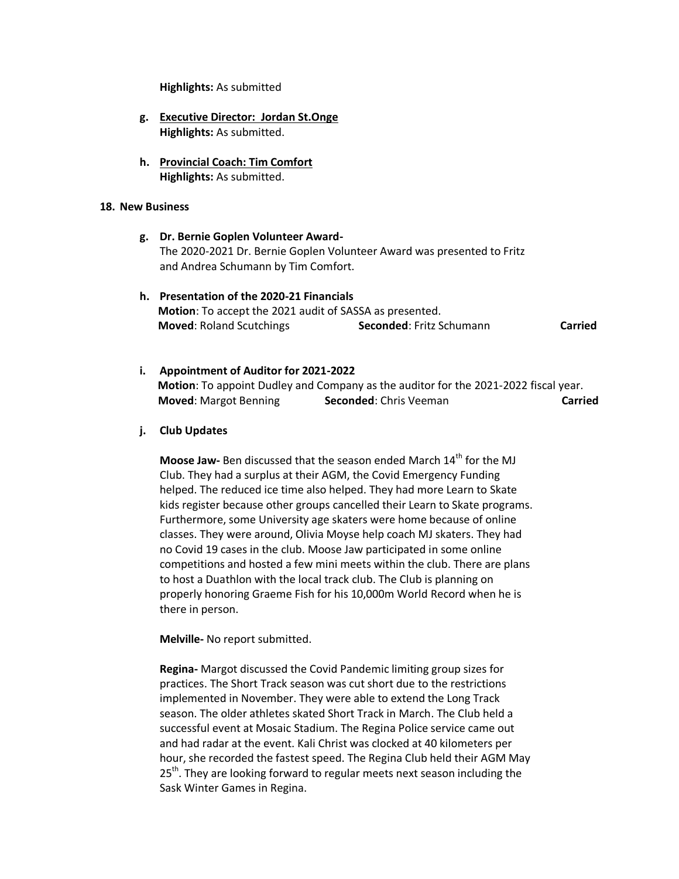**Highlights:** As submitted

g. **Executive Director: Jordan St.Onge**
   **Highlights:** As submitted.

h. **Provincial Coach: Tim Comfort**
   **Highlights:** As submitted.

**18. New Business**

g. **Dr. Bernie Goplen Volunteer Award-**
   The 2020-2021 Dr. Bernie Goplen Volunteer Award was presented to Fritz and Andrea Schumann by Tim Comfort.

h. **Presentation of the 2020-21 Financials**
   **Motion**: To accept the 2021 audit of SASSA as presented.
   **Moved**: Roland Scutchings **Seconded**: Fritz Schumann **Carried**

i. **Appointment of Auditor for 2021-2022**
   **Motion**: To appoint Dudley and Company as the auditor for the 2021-2022 fiscal year.
   **Moved**: Margot Benning **Seconded**: Chris Veeman **Carried**

j. **Club Updates**

   **Moose Jaw-** Ben discussed that the season ended March 14th for the MJ Club. They had a surplus at their AGM, the Covid Emergency Funding helped. The reduced ice time also helped. They had more Learn to Skate kids register because other groups cancelled their Learn to Skate programs. Furthermore, some University age skaters were home because of online classes. They were around, Olivia Moyse help coach MJ skaters. They had no Covid 19 cases in the club. Moose Jaw participated in some online competitions and hosted a few mini meets within the club. There are plans to host a Duathlon with the local track club. The Club is planning on properly honoring Graeme Fish for his 10,000m World Record when he is there in person.

   **Melville-** No report submitted.

   **Regina-** Margot discussed the Covid Pandemic limiting group sizes for practices. The Short Track season was cut short due to the restrictions implemented in November. They were able to extend the Long Track season. The older athletes skated Short Track in March. The Club held a successful event at Mosaic Stadium. The Regina Police service came out and had radar at the event. Kali Christ was clocked at 40 kilometers per hour, she recorded the fastest speed. The Regina Club held their AGM May 25th. They are looking forward to regular meets next season including the Sask Winter Games in Regina.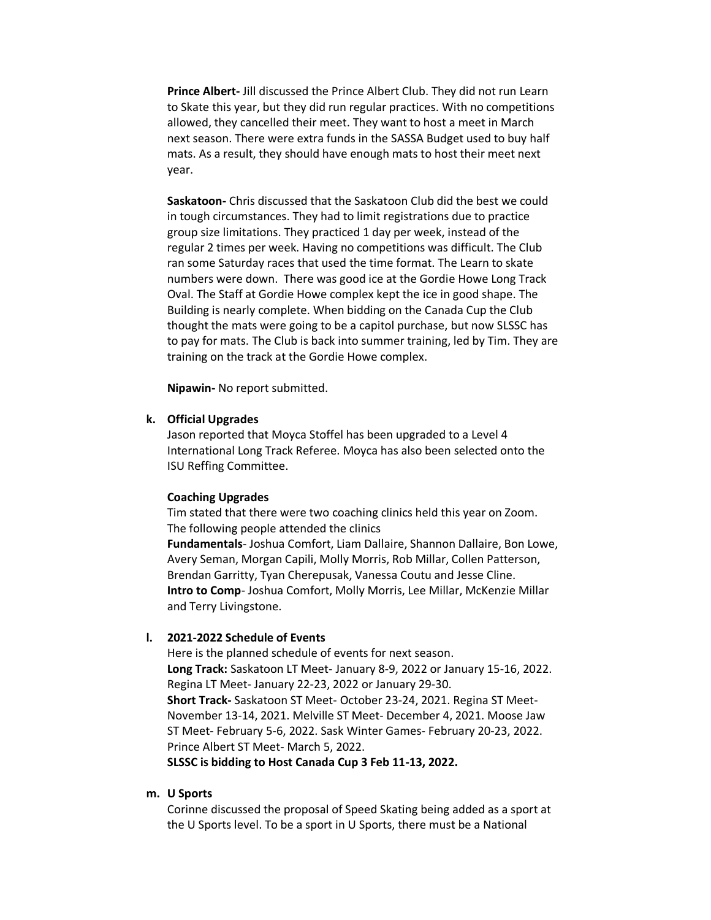**Prince Albert-** Jill discussed the Prince Albert Club. They did not run Learn to Skate this year, but they did run regular practices. With no competitions allowed, they cancelled their meet. They want to host a meet in March next season. There were extra funds in the SASSA Budget used to buy half mats. As a result, they should have enough mats to host their meet next year.

**Saskatoon-** Chris discussed that the Saskatoon Club did the best we could in tough circumstances. They had to limit registrations due to practice group size limitations. They practiced 1 day per week, instead of the regular 2 times per week. Having no competitions was difficult. The Club ran some Saturday races that used the time format. The Learn to skate numbers were down. There was good ice at the Gordie Howe Long Track Oval. The Staff at Gordie Howe complex kept the ice in good shape. The Building is nearly complete. When bidding on the Canada Cup the Club thought the mats were going to be a capitol purchase, but now SLSSC has to pay for mats. The Club is back into summer training, led by Tim. They are training on the track at the Gordie Howe complex.

**Nipawin-** No report submitted.

**k. Official Upgrades**

Jason reported that Moyca Stoffel has been upgraded to a Level 4 International Long Track Referee. Moyca has also been selected onto the ISU Reffing Committee.

**Coaching Upgrades**

Tim stated that there were two coaching clinics held this year on Zoom. The following people attended the clinics

**Fundamentals**- Joshua Comfort, Liam Dallaire, Shannon Dallaire, Bon Lowe, Avery Seman, Morgan Capili, Molly Morris, Rob Millar, Collen Patterson, Brendan Garritty, Tyan Cherepusak, Vanessa Coutu and Jesse Cline.

**Intro to Comp**- Joshua Comfort, Molly Morris, Lee Millar, McKenzie Millar and Terry Livingstone.

**l. 2021-2022 Schedule of Events**

Here is the planned schedule of events for next season.

**Long Track:** Saskatoon LT Meet- January 8-9, 2022 or January 15-16, 2022. Regina LT Meet- January 22-23, 2022 or January 29-30.

**Short Track-** Saskatoon ST Meet- October 23-24, 2021. Regina ST Meet- November 13-14, 2021. Melville ST Meet- December 4, 2021. Moose Jaw ST Meet- February 5-6, 2022. Sask Winter Games- February 20-23, 2022. Prince Albert ST Meet- March 5, 2022.

**SLSSC is bidding to Host Canada Cup 3 Feb 11-13, 2022.**

**m. U Sports**

Corinne discussed the proposal of Speed Skating being added as a sport at the U Sports level. To be a sport in U Sports, there must be a National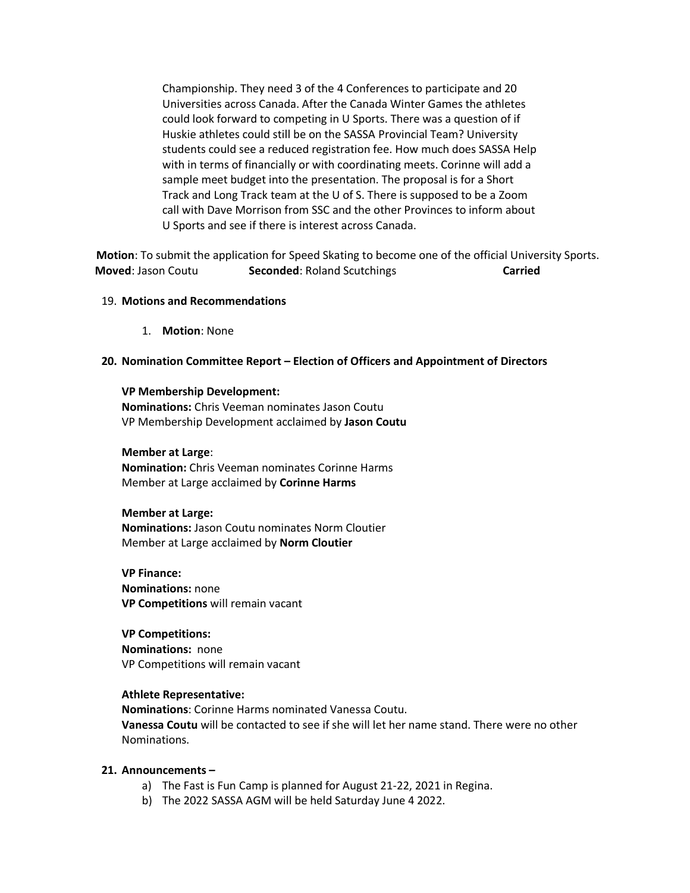Championship. They need 3 of the 4 Conferences to participate and 20 Universities across Canada. After the Canada Winter Games the athletes could look forward to competing in U Sports. There was a question of if Huskie athletes could still be on the SASSA Provincial Team? University students could see a reduced registration fee. How much does SASSA Help with in terms of financially or with coordinating meets. Corinne will add a sample meet budget into the presentation. The proposal is for a Short Track and Long Track team at the U of S. There is supposed to be a Zoom call with Dave Morrison from SSC and the other Provinces to inform about U Sports and see if there is interest across Canada.

**Motion**: To submit the application for Speed Skating to become one of the official University Sports.
**Moved**: Jason Coutu **Seconded**: Roland Scutchings **Carried**

19. **Motions and Recommendations**

    1. **Motion**: None

**20. Nomination Committee Report – Election of Officers and Appointment of Directors**

**VP Membership Development:**
**Nominations:** Chris Veeman nominates Jason Coutu
VP Membership Development acclaimed by **Jason Coutu**

**Member at Large**:
**Nomination:** Chris Veeman nominates Corinne Harms
Member at Large acclaimed by **Corinne Harms**

**Member at Large:**
**Nominations:** Jason Coutu nominates Norm Cloutier
Member at Large acclaimed by **Norm Cloutier**

**VP Finance:**
**Nominations:** none
**VP Competitions** will remain vacant

**VP Competitions:**
**Nominations:** none
VP Competitions will remain vacant

**Athlete Representative:**
**Nominations**: Corinne Harms nominated Vanessa Coutu.
**Vanessa Coutu** will be contacted to see if she will let her name stand. There were no other Nominations.

**21. Announcements –**

a) The Fast is Fun Camp is planned for August 21-22, 2021 in Regina.
b) The 2022 SASSA AGM will be held Saturday June 4 2022.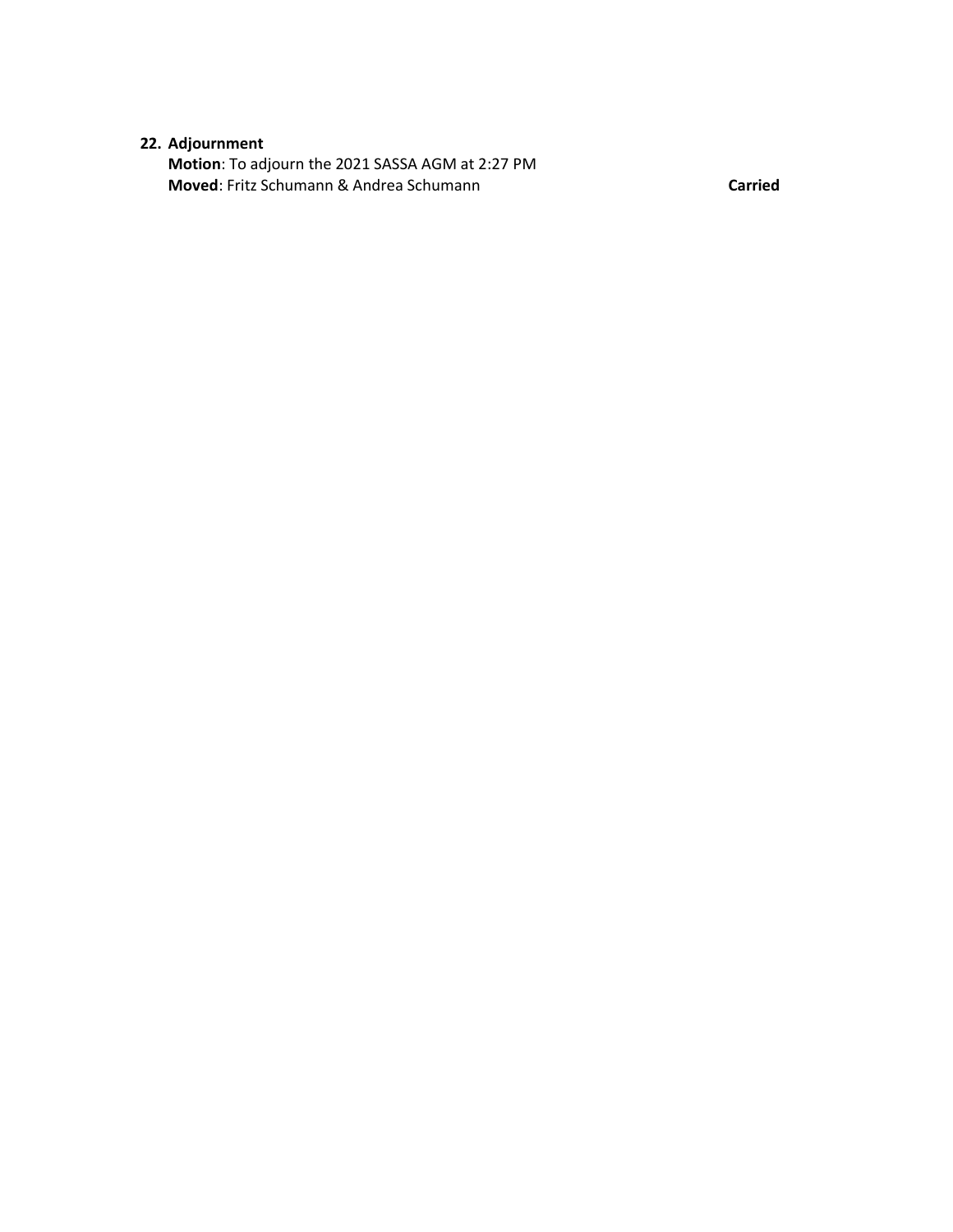22. **Adjournment**
    **Motion**: To adjourn the 2021 SASSA AGM at 2:27 PM
    **Moved**: Fritz Schumann & Andrea Schumann **Carried**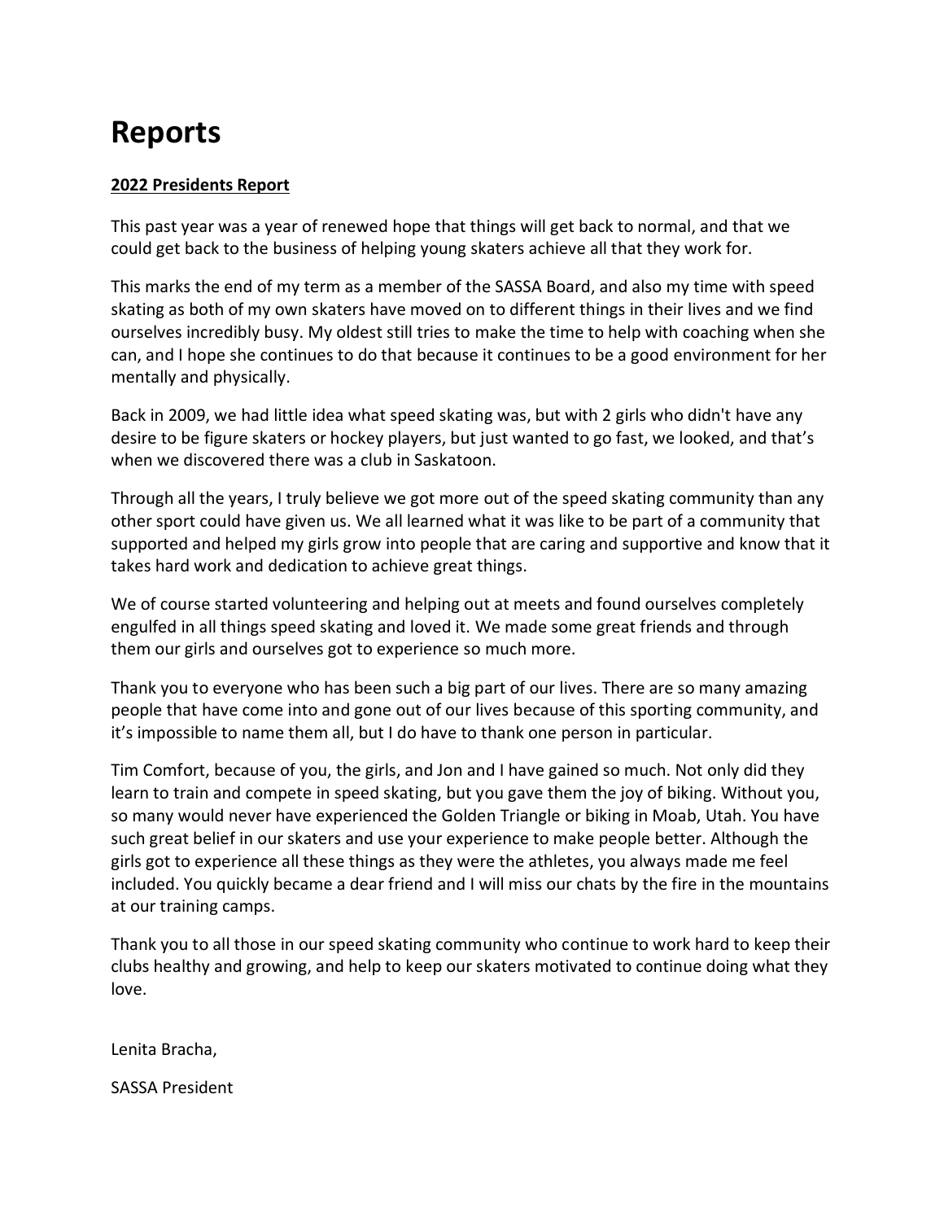# Reports

**2022 Presidents Report**

This past year was a year of renewed hope that things will get back to normal, and that we could get back to the business of helping young skaters achieve all that they work for.

This marks the end of my term as a member of the SASSA Board, and also my time with speed skating as both of my own skaters have moved on to different things in their lives and we find ourselves incredibly busy. My oldest still tries to make the time to help with coaching when she can, and I hope she continues to do that because it continues to be a good environment for her mentally and physically.

Back in 2009, we had little idea what speed skating was, but with 2 girls who didn't have any desire to be figure skaters or hockey players, but just wanted to go fast, we looked, and that's when we discovered there was a club in Saskatoon.

Through all the years, I truly believe we got more out of the speed skating community than any other sport could have given us. We all learned what it was like to be part of a community that supported and helped my girls grow into people that are caring and supportive and know that it takes hard work and dedication to achieve great things.

We of course started volunteering and helping out at meets and found ourselves completely engulfed in all things speed skating and loved it. We made some great friends and through them our girls and ourselves got to experience so much more.

Thank you to everyone who has been such a big part of our lives. There are so many amazing people that have come into and gone out of our lives because of this sporting community, and it's impossible to name them all, but I do have to thank one person in particular.

Tim Comfort, because of you, the girls, and Jon and I have gained so much. Not only did they learn to train and compete in speed skating, but you gave them the joy of biking. Without you, so many would never have experienced the Golden Triangle or biking in Moab, Utah. You have such great belief in our skaters and use your experience to make people better. Although the girls got to experience all these things as they were the athletes, you always made me feel included. You quickly became a dear friend and I will miss our chats by the fire in the mountains at our training camps.

Thank you to all those in our speed skating community who continue to work hard to keep their clubs healthy and growing, and help to keep our skaters motivated to continue doing what they love.

Lenita Bracha,

SASSA President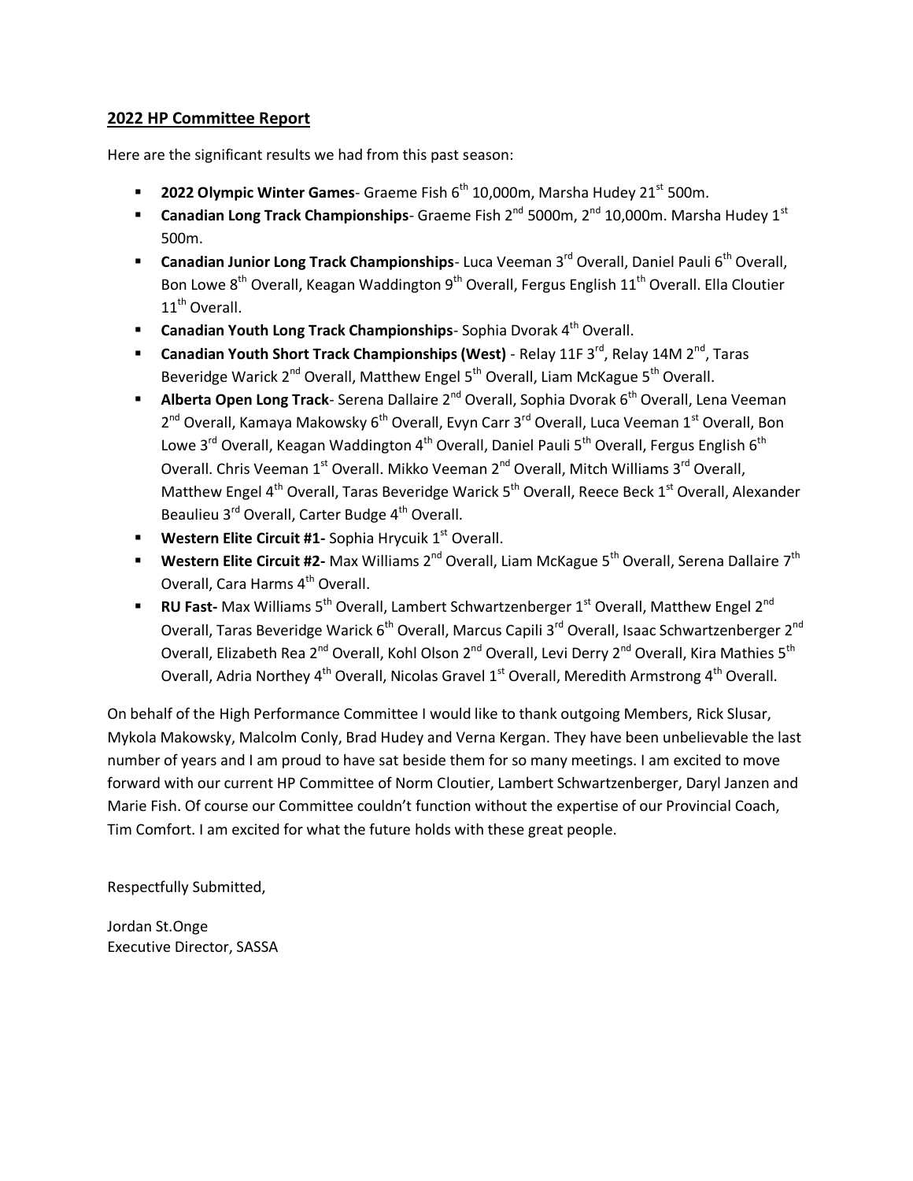## 2022 HP Committee Report

Here are the significant results we had from this past season:

- **2022 Olympic Winter Games**- Graeme Fish 6th 10,000m, Marsha Hudey 21st 500m.
- **Canadian Long Track Championships**- Graeme Fish 2nd 5000m, 2nd 10,000m. Marsha Hudey 1st 500m.
- **Canadian Junior Long Track Championships**- Luca Veeman 3rd Overall, Daniel Pauli 6th Overall, Bon Lowe 8th Overall, Keagan Waddington 9th Overall, Fergus English 11th Overall. Ella Cloutier 11th Overall.
- **Canadian Youth Long Track Championships**- Sophia Dvorak 4th Overall.
- **Canadian Youth Short Track Championships (West)** - Relay 11F 3rd, Relay 14M 2nd, Taras Beveridge Warick 2nd Overall, Matthew Engel 5th Overall, Liam McKague 5th Overall.
- **Alberta Open Long Track**- Serena Dallaire 2nd Overall, Sophia Dvorak 6th Overall, Lena Veeman 2nd Overall, Kamaya Makowsky 6th Overall, Evyn Carr 3rd Overall, Luca Veeman 1st Overall, Bon Lowe 3rd Overall, Keagan Waddington 4th Overall, Daniel Pauli 5th Overall, Fergus English 6th Overall. Chris Veeman 1st Overall. Mikko Veeman 2nd Overall, Mitch Williams 3rd Overall, Matthew Engel 4th Overall, Taras Beveridge Warick 5th Overall, Reece Beck 1st Overall, Alexander Beaulieu 3rd Overall, Carter Budge 4th Overall.
- **Western Elite Circuit #1-** Sophia Hrycuik 1st Overall.
- **Western Elite Circuit #2-** Max Williams 2nd Overall, Liam McKague 5th Overall, Serena Dallaire 7th Overall, Cara Harms 4th Overall.
- **RU Fast-** Max Williams 5th Overall, Lambert Schwartzenberger 1st Overall, Matthew Engel 2nd Overall, Taras Beveridge Warick 6th Overall, Marcus Capili 3rd Overall, Isaac Schwartzenberger 2nd Overall, Elizabeth Rea 2nd Overall, Kohl Olson 2nd Overall, Levi Derry 2nd Overall, Kira Mathies 5th Overall, Adria Northey 4th Overall, Nicolas Gravel 1st Overall, Meredith Armstrong 4th Overall.

On behalf of the High Performance Committee I would like to thank outgoing Members, Rick Slusar, Mykola Makowsky, Malcolm Conly, Brad Hudey and Verna Kergan. They have been unbelievable the last number of years and I am proud to have sat beside them for so many meetings. I am excited to move forward with our current HP Committee of Norm Cloutier, Lambert Schwartzenberger, Daryl Janzen and Marie Fish. Of course our Committee couldn't function without the expertise of our Provincial Coach, Tim Comfort. I am excited for what the future holds with these great people.

Respectfully Submitted,

Jordan St.Onge
Executive Director, SASSA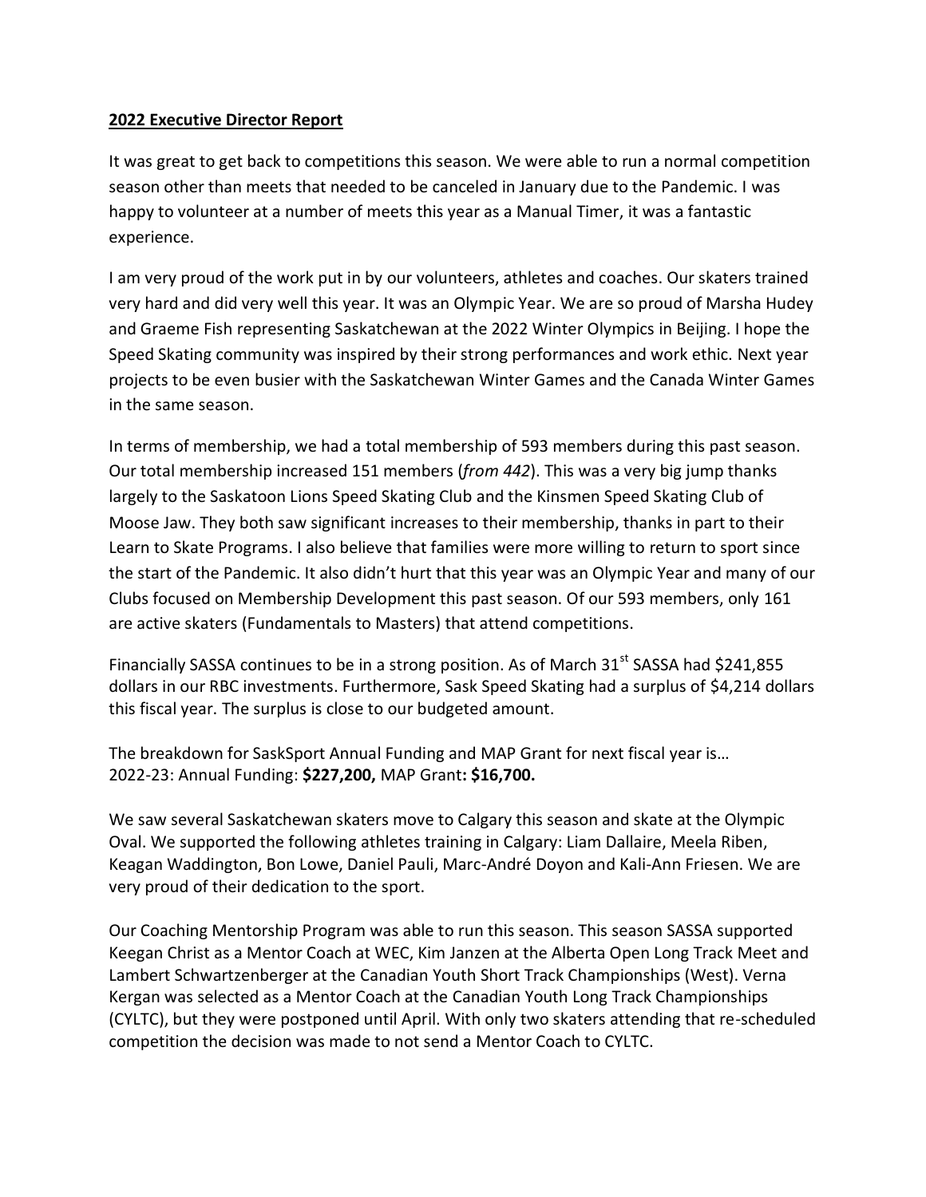**2022 Executive Director Report**

It was great to get back to competitions this season. We were able to run a normal competition season other than meets that needed to be canceled in January due to the Pandemic. I was happy to volunteer at a number of meets this year as a Manual Timer, it was a fantastic experience.

I am very proud of the work put in by our volunteers, athletes and coaches. Our skaters trained very hard and did very well this year. It was an Olympic Year. We are so proud of Marsha Hudey and Graeme Fish representing Saskatchewan at the 2022 Winter Olympics in Beijing. I hope the Speed Skating community was inspired by their strong performances and work ethic. Next year projects to be even busier with the Saskatchewan Winter Games and the Canada Winter Games in the same season.

In terms of membership, we had a total membership of 593 members during this past season. Our total membership increased 151 members (*from 442*). This was a very big jump thanks largely to the Saskatoon Lions Speed Skating Club and the Kinsmen Speed Skating Club of Moose Jaw. They both saw significant increases to their membership, thanks in part to their Learn to Skate Programs. I also believe that families were more willing to return to sport since the start of the Pandemic. It also didn't hurt that this year was an Olympic Year and many of our Clubs focused on Membership Development this past season. Of our 593 members, only 161 are active skaters (Fundamentals to Masters) that attend competitions.

Financially SASSA continues to be in a strong position. As of March 31st SASSA had $241,855 dollars in our RBC investments. Furthermore, Sask Speed Skating had a surplus of $4,214 dollars this fiscal year. The surplus is close to our budgeted amount.

The breakdown for SaskSport Annual Funding and MAP Grant for next fiscal year is…
2022-23: Annual Funding: **$227,200,** MAP Grant**: $16,700.**

We saw several Saskatchewan skaters move to Calgary this season and skate at the Olympic Oval. We supported the following athletes training in Calgary: Liam Dallaire, Meela Riben, Keagan Waddington, Bon Lowe, Daniel Pauli, Marc-André Doyon and Kali-Ann Friesen. We are very proud of their dedication to the sport.

Our Coaching Mentorship Program was able to run this season. This season SASSA supported Keegan Christ as a Mentor Coach at WEC, Kim Janzen at the Alberta Open Long Track Meet and Lambert Schwartzenberger at the Canadian Youth Short Track Championships (West). Verna Kergan was selected as a Mentor Coach at the Canadian Youth Long Track Championships (CYLTC), but they were postponed until April. With only two skaters attending that re-scheduled competition the decision was made to not send a Mentor Coach to CYLTC.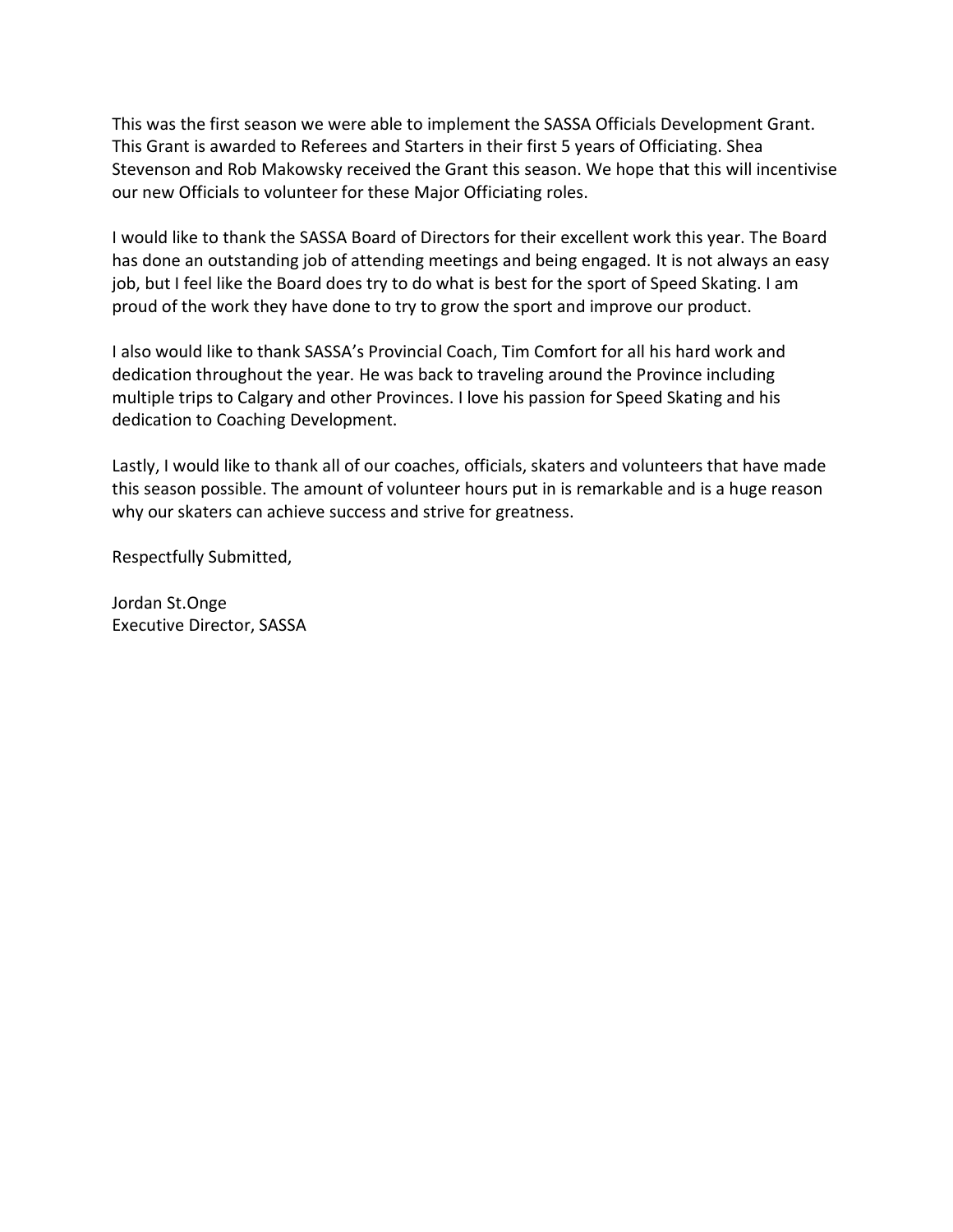This was the first season we were able to implement the SASSA Officials Development Grant. This Grant is awarded to Referees and Starters in their first 5 years of Officiating. Shea Stevenson and Rob Makowsky received the Grant this season. We hope that this will incentivise our new Officials to volunteer for these Major Officiating roles.

I would like to thank the SASSA Board of Directors for their excellent work this year. The Board has done an outstanding job of attending meetings and being engaged. It is not always an easy job, but I feel like the Board does try to do what is best for the sport of Speed Skating. I am proud of the work they have done to try to grow the sport and improve our product.

I also would like to thank SASSA's Provincial Coach, Tim Comfort for all his hard work and dedication throughout the year. He was back to traveling around the Province including multiple trips to Calgary and other Provinces. I love his passion for Speed Skating and his dedication to Coaching Development.

Lastly, I would like to thank all of our coaches, officials, skaters and volunteers that have made this season possible. The amount of volunteer hours put in is remarkable and is a huge reason why our skaters can achieve success and strive for greatness.

Respectfully Submitted,

Jordan St.Onge
Executive Director, SASSA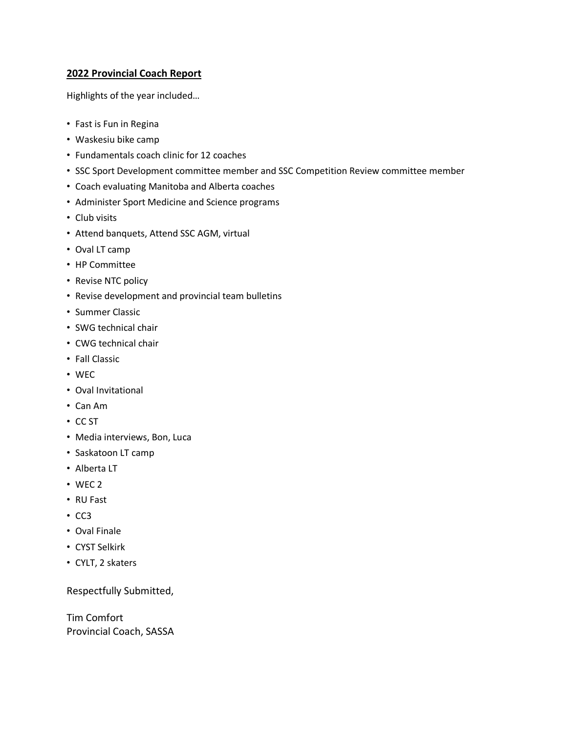**2022 Provincial Coach Report**

Highlights of the year included…

- Fast is Fun in Regina
- Waskesiu bike camp
- Fundamentals coach clinic for 12 coaches
- SSC Sport Development committee member and SSC Competition Review committee member
- Coach evaluating Manitoba and Alberta coaches
- Administer Sport Medicine and Science programs
- Club visits
- Attend banquets, Attend SSC AGM, virtual
- Oval LT camp
- HP Committee
- Revise NTC policy
- Revise development and provincial team bulletins
- Summer Classic
- SWG technical chair
- CWG technical chair
- Fall Classic
- WEC
- Oval Invitational
- Can Am
- CC ST
- Media interviews, Bon, Luca
- Saskatoon LT camp
- Alberta LT
- WEC 2
- RU Fast
- CC3
- Oval Finale
- CYST Selkirk
- CYLT, 2 skaters

Respectfully Submitted,

Tim Comfort
Provincial Coach, SASSA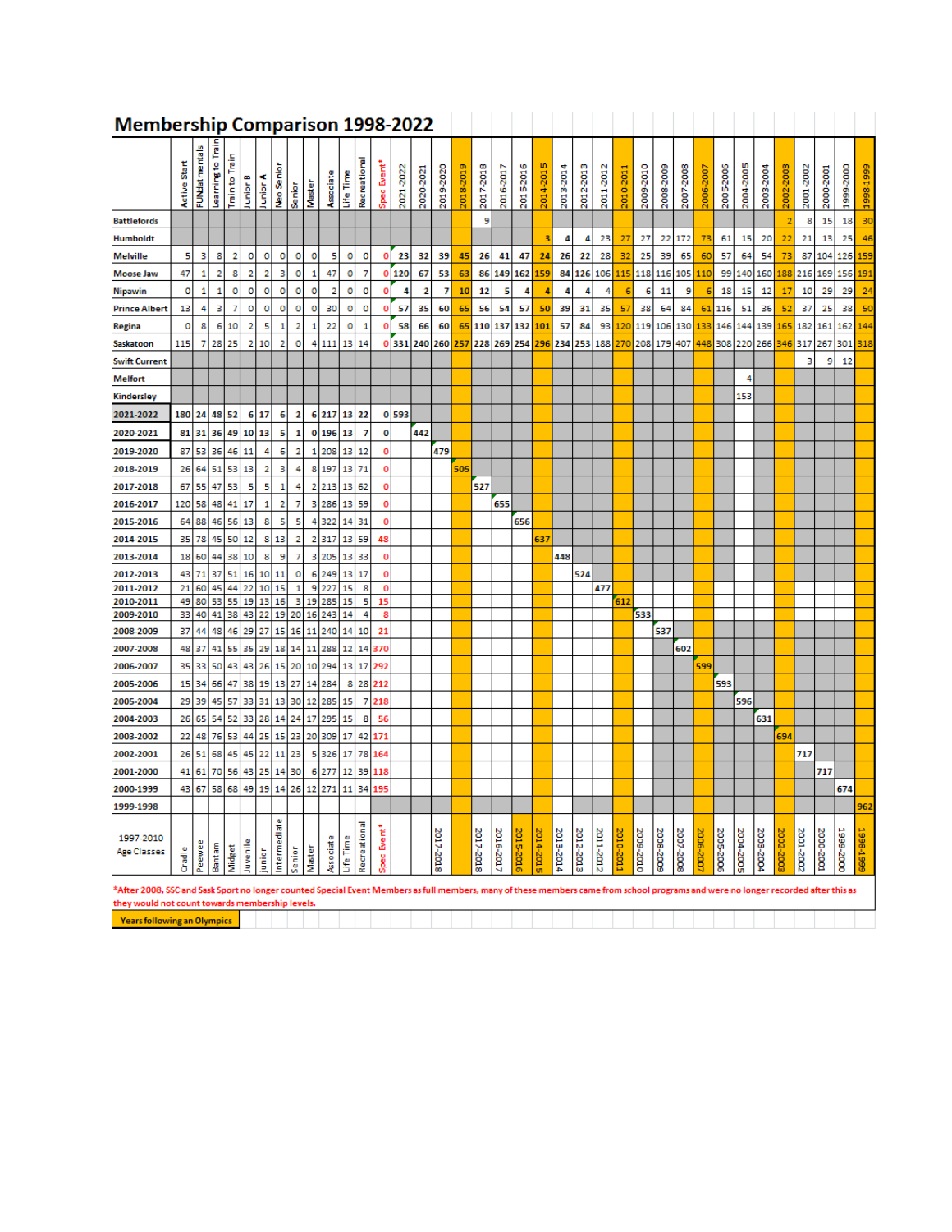# Membership Comparison 1998-2022

| | Active Start | FUNdatmentals | Learning to Train | Train to Train | Junior B | Junior A | Neo Senior | Senior | Master | Associate | Life Time | Recreational | Spec Event* | 2021-2022 | 2020-2021 | 2019-2020 | 2018-2019 | 2017-2018 | 2016-2017 | 2015-2016 | 2014-2015 | 2013-2014 | 2012-2013 | 2011-2012 | 2010-2011 | 2009-2010 | 2008-2009 | 2007-2008 | 2006-2007 | 2005-2006 | 2004-2005 | 2003-2004 | 2002-2003 | 2001-2002 | 2000-2001 | 1999-2000 | 1998-1999 |
|---|---|---|---|---|---|---|---|---|---|---|---|---|---|---|---|---|---|---|---|---|---|---|---|---|---|---|---|---|---|---|---|---|---|---|---|---|---|
| **Battlefords** | | | | | | | | | | | | | | | | | | 9 | | | | | | | | | | | | | | | 2 | 8 | 15 | 18 | 30 |
| **Humboldt** | | | | | | | | | | | | | | | | | | | | | 3 | 4 | 4 | 23 | 27 | 27 | 22 | 172 | 73 | 61 | 15 | 20 | 22 | 21 | 13 | 25 | 46 |
| **Melville** | 5 | 3 | 8 | 2 | 0 | 0 | 0 | 0 | 0 | 5 | 0 | 0 | 0 | 23 | 32 | 39 | 45 | 26 | 41 | 47 | 24 | 26 | 22 | 28 | 32 | 25 | 39 | 65 | 60 | 57 | 64 | 54 | 73 | 87 | 104 | 126 | 159 |
| **Moose Jaw** | 47 | 1 | 2 | 8 | 2 | 2 | 3 | 0 | 1 | 47 | 0 | 7 | 0 | 120 | 67 | 53 | 63 | 86 | 149 | 162 | 159 | 84 | 126 | 106 | 115 | 118 | 116 | 105 | 110 | 99 | 140 | 160 | 188 | 216 | 169 | 156 | 191 |
| **Nipawin** | 0 | 1 | 1 | 0 | 0 | 0 | 0 | 0 | 0 | 2 | 0 | 0 | 0 | 4 | 2 | 7 | 10 | 12 | 5 | 4 | 4 | 4 | 4 | 4 | 6 | 6 | 11 | 9 | 6 | 18 | 15 | 12 | 17 | 10 | 29 | 29 | 24 |
| **Prince Albert** | 13 | 4 | 3 | 7 | 0 | 0 | 0 | 0 | 0 | 30 | 0 | 0 | 0 | 57 | 35 | 60 | 65 | 56 | 54 | 57 | 50 | 39 | 31 | 35 | 57 | 38 | 64 | 84 | 61 | 116 | 51 | 36 | 52 | 37 | 25 | 38 | 50 |
| **Regina** | 0 | 8 | 6 | 10 | 2 | 5 | 1 | 2 | 1 | 22 | 0 | 1 | 0 | 58 | 66 | 60 | 65 | 110 | 137 | 132 | 101 | 57 | 84 | 93 | 120 | 119 | 106 | 130 | 133 | 146 | 144 | 139 | 165 | 182 | 161 | 162 | 144 |
| **Saskatoon** | 115 | 7 | 28 | 25 | 2 | 10 | 2 | 0 | 4 | 111 | 13 | 14 | 0 | 331 | 240 | 260 | 257 | 228 | 269 | 254 | 296 | 234 | 253 | 188 | 270 | 208 | 179 | 407 | 448 | 308 | 220 | 266 | 346 | 317 | 267 | 301 | 318 |
| **Swift Current** | | | | | | | | | | | | | | | | | | | | | | | | | | | | | | | | | | 3 | 9 | 12 | |
| **Melfort** | | | | | | | | | | | | | | | | | | | | | | | | | | | | | | | 4 | | | | | | |
| **Kindersley** | | | | | | | | | | | | | | | | | | | | | | | | | | | | | | | 153 | | | | | | |
| **2021-2022** | 180 | 24 | 48 | 52 | 6 | 17 | 6 | 2 | 6 | 217 | 13 | 22 | 0 | 593 | | | | | | | | | | | | | | | | | | | | | | | |
| **2020-2021** | 81 | 31 | 36 | 49 | 10 | 13 | 5 | 1 | 0 | 196 | 13 | 7 | 0 | | 442 | | | | | | | | | | | | | | | | | | | | | | |
| **2019-2020** | 87 | 53 | 36 | 46 | 11 | 4 | 6 | 2 | 1 | 208 | 13 | 12 | 0 | | | 479 | | | | | | | | | | | | | | | | | | | | | |
| **2018-2019** | 26 | 64 | 51 | 53 | 13 | 2 | 3 | 4 | 8 | 197 | 13 | 71 | 0 | | | | 505 | | | | | | | | | | | | | | | | | | | | |
| **2017-2018** | 67 | 55 | 47 | 53 | 5 | 5 | 1 | 4 | 2 | 213 | 13 | 62 | 0 | | | | | 527 | | | | | | | | | | | | | | | | | | | |
| **2016-2017** | 120 | 58 | 48 | 41 | 17 | 1 | 2 | 7 | 3 | 286 | 13 | 59 | 0 | | | | | | 655 | | | | | | | | | | | | | | | | | | |
| **2015-2016** | 64 | 88 | 46 | 56 | 13 | 8 | 5 | 5 | 4 | 322 | 14 | 31 | 0 | | | | | | | 656 | | | | | | | | | | | | | | | | | |
| **2014-2015** | 35 | 78 | 45 | 50 | 12 | 8 | 13 | 2 | 2 | 317 | 13 | 59 | 48 | | | | | | | | 637 | | | | | | | | | | | | | | | | |
| **2013-2014** | 18 | 60 | 44 | 38 | 10 | 8 | 9 | 7 | 3 | 205 | 13 | 33 | 0 | | | | | | | | | 448 | | | | | | | | | | | | | | | |
| **2012-2013** | 43 | 71 | 37 | 51 | 16 | 10 | 11 | 0 | 6 | 249 | 13 | 17 | 0 | | | | | | | | | | 524 | | | | | | | | | | | | | | |
| **2011-2012** | 21 | 60 | 45 | 44 | 22 | 10 | 15 | 1 | 9 | 227 | 15 | 8 | 0 | | | | | | | | | | | 477 | | | | | | | | | | | | | |
| **2010-2011** | 49 | 80 | 53 | 55 | 19 | 13 | 16 | 3 | 19 | 285 | 15 | 5 | 15 | | | | | | | | | | | | 612 | | | | | | | | | | | | |
| **2009-2010** | 33 | 40 | 41 | 38 | 43 | 22 | 19 | 20 | 16 | 243 | 14 | 4 | 8 | | | | | | | | | | | | | 533 | | | | | | | | | | | |
| **2008-2009** | 37 | 44 | 48 | 46 | 29 | 27 | 15 | 16 | 11 | 240 | 14 | 10 | 21 | | | | | | | | | | | | | | 537 | | | | | | | | | | |
| **2007-2008** | 48 | 37 | 41 | 55 | 35 | 29 | 18 | 14 | 11 | 288 | 12 | 14 | 370 | | | | | | | | | | | | | | | 602 | | | | | | | | | |
| **2006-2007** | 35 | 33 | 50 | 43 | 43 | 26 | 15 | 20 | 10 | 294 | 13 | 17 | 292 | | | | | | | | | | | | | | | | 599 | | | | | | | | |
| **2005-2006** | 15 | 34 | 66 | 47 | 38 | 19 | 13 | 27 | 14 | 284 | 8 | 28 | 212 | | | | | | | | | | | | | | | | | 593 | | | | | | | |
| **2005-2004** | 29 | 39 | 45 | 57 | 33 | 31 | 13 | 30 | 12 | 285 | 15 | 7 | 218 | | | | | | | | | | | | | | | | | | 596 | | | | | | |
| **2004-2003** | 26 | 65 | 54 | 52 | 33 | 28 | 14 | 24 | 17 | 295 | 15 | 8 | 56 | | | | | | | | | | | | | | | | | | | 631 | | | | | |
| **2003-2002** | 22 | 48 | 76 | 53 | 44 | 25 | 15 | 23 | 20 | 309 | 17 | 42 | 171 | | | | | | | | | | | | | | | | | | | | 694 | | | | |
| **2002-2001** | 26 | 51 | 68 | 45 | 45 | 22 | 11 | 23 | 5 | 326 | 17 | 78 | 164 | | | | | | | | | | | | | | | | | | | | | 717 | | | |
| **2001-2000** | 41 | 61 | 70 | 56 | 43 | 25 | 14 | 30 | 6 | 277 | 12 | 39 | 118 | | | | | | | | | | | | | | | | | | | | | | 717 | | |
| **2000-1999** | 43 | 67 | 58 | 68 | 49 | 19 | 14 | 26 | 12 | 271 | 11 | 34 | 195 | | | | | | | | | | | | | | | | | | | | | | | 674 | |
| **1999-1998** | | | | | | | | | | | | | | | | | | | | | | | | | | | | | | | | | | | | | 962 |
| 1997-2010 Age Classes | Cradle | Peewee | Bantam | Midget | Juvenile | Junior | Intermediate | Senior | Master | Associate | Life Time | Recreational | Spec Event* | | | 2017-2018 | | 2017-2018 | 2016-2017 | 2015-2016 | 2014-2015 | 2013-2014 | 2012-2013 | 2011-2012 | 2010-2011 | 2009-2010 | 2008-2009 | 2007-2008 | 2006-2007 | 2005-2006 | 2004-2005 | 2003-2004 | 2002-2003 | 2001-2002 | 2000-2001 | 1999-2000 | 1998-1999 |

*After 2008, SSC and Sask Sport no longer counted Special Event Members as full members, many of these members came from school programs and were no longer recorded after this as they would not count towards membership levels.

**Years following an Olympics**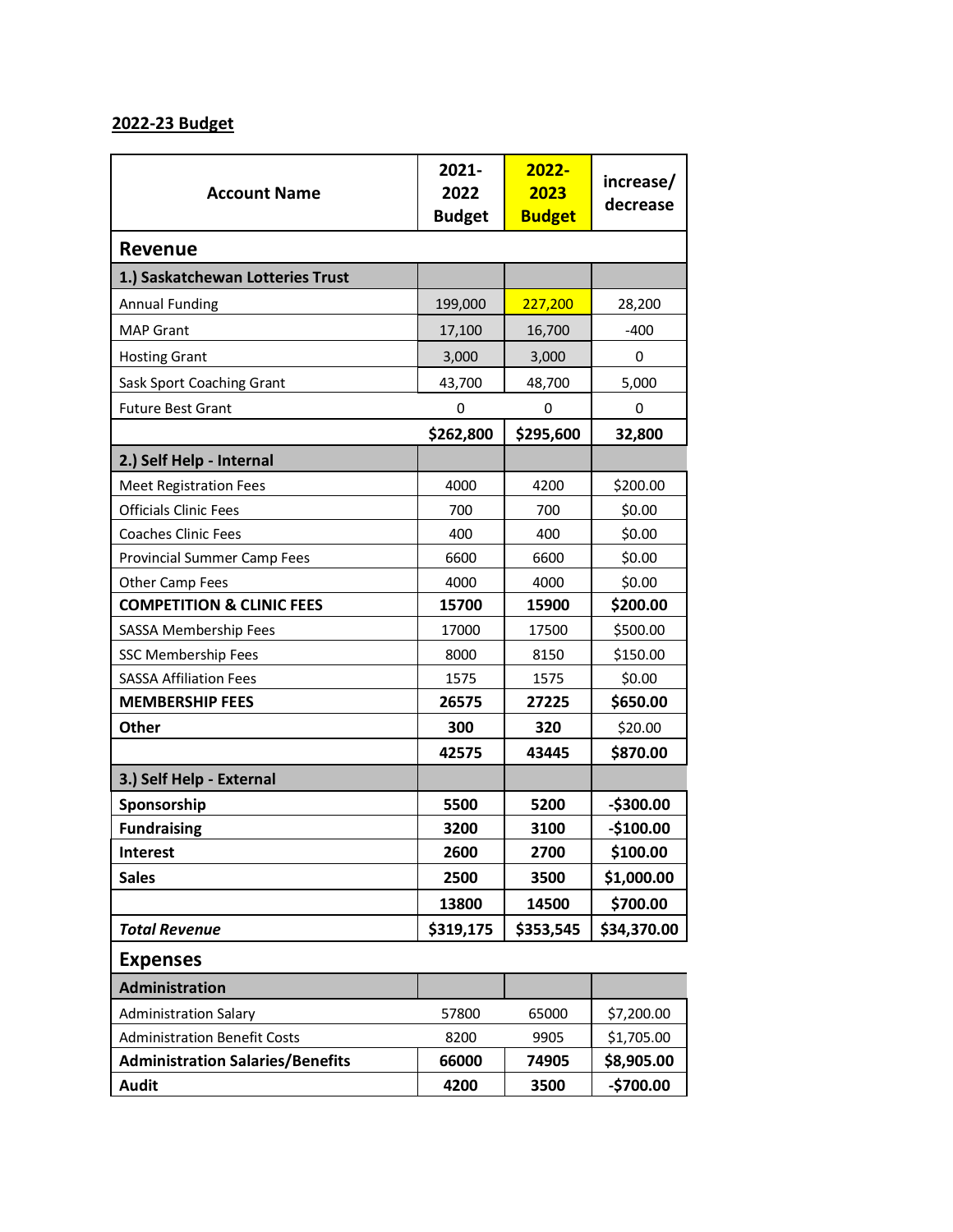## 2022-23 Budget

| Account Name | 2021-2022 Budget | 2022-2023 Budget | increase/ decrease |
|---|---|---|---|
| **Revenue** | | | |
| **1.) Saskatchewan Lotteries Trust** | | | |
| Annual Funding | 199,000 | 227,200 | 28,200 |
| MAP Grant | 17,100 | 16,700 | -400 |
| Hosting Grant | 3,000 | 3,000 | 0 |
| Sask Sport Coaching Grant | 43,700 | 48,700 | 5,000 |
| Future Best Grant | 0 | 0 | 0 |
| | **$262,800** | **$295,600** | **32,800** |
| **2.) Self Help - Internal** | | | |
| Meet Registration Fees | 4000 | 4200 | $200.00 |
| Officials Clinic Fees | 700 | 700 | $0.00 |
| Coaches Clinic Fees | 400 | 400 | $0.00 |
| Provincial Summer Camp Fees | 6600 | 6600 | $0.00 |
| Other Camp Fees | 4000 | 4000 | $0.00 |
| **COMPETITION & CLINIC FEES** | **15700** | **15900** | **$200.00** |
| SASSA Membership Fees | 17000 | 17500 | $500.00 |
| SSC Membership Fees | 8000 | 8150 | $150.00 |
| SASSA Affiliation Fees | 1575 | 1575 | $0.00 |
| **MEMBERSHIP FEES** | **26575** | **27225** | **$650.00** |
| **Other** | **300** | **320** | $20.00 |
| | **42575** | **43445** | **$870.00** |
| **3.) Self Help - External** | | | |
| **Sponsorship** | **5500** | **5200** | **-$300.00** |
| **Fundraising** | **3200** | **3100** | **-$100.00** |
| **Interest** | **2600** | **2700** | **$100.00** |
| **Sales** | **2500** | **3500** | **$1,000.00** |
| | **13800** | **14500** | **$700.00** |
| ***Total Revenue*** | **$319,175** | **$353,545** | **$34,370.00** |
| **Expenses** | | | |
| **Administration** | | | |
| Administration Salary | 57800 | 65000 | $7,200.00 |
| Administration Benefit Costs | 8200 | 9905 | $1,705.00 |
| **Administration Salaries/Benefits** | **66000** | **74905** | **$8,905.00** |
| **Audit** | **4200** | **3500** | **-$700.00** |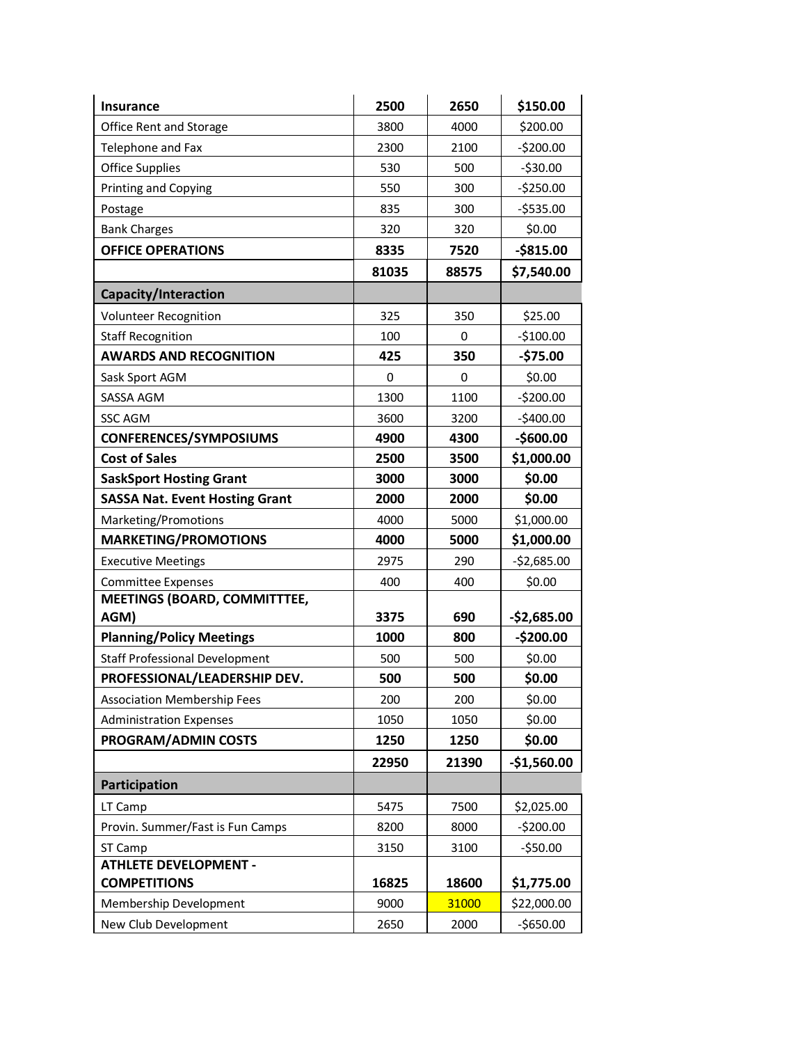| | | | |
|---|---|---|---|
| **Insurance** | **2500** | **2650** | **$150.00** |
| Office Rent and Storage | 3800 | 4000 | $200.00 |
| Telephone and Fax | 2300 | 2100 | -$200.00 |
| Office Supplies | 530 | 500 | -$30.00 |
| Printing and Copying | 550 | 300 | -$250.00 |
| Postage | 835 | 300 | -$535.00 |
| Bank Charges | 320 | 320 | $0.00 |
| **OFFICE OPERATIONS** | **8335** | **7520** | **-$815.00** |
| | **81035** | **88575** | **$7,540.00** |
| **Capacity/Interaction** | | | |
| Volunteer Recognition | 325 | 350 | $25.00 |
| Staff Recognition | 100 | 0 | -$100.00 |
| **AWARDS AND RECOGNITION** | **425** | **350** | **-$75.00** |
| Sask Sport AGM | 0 | 0 | $0.00 |
| SASSA AGM | 1300 | 1100 | -$200.00 |
| SSC AGM | 3600 | 3200 | -$400.00 |
| **CONFERENCES/SYMPOSIUMS** | **4900** | **4300** | **-$600.00** |
| **Cost of Sales** | **2500** | **3500** | **$1,000.00** |
| **SaskSport Hosting Grant** | **3000** | **3000** | **$0.00** |
| **SASSA Nat. Event Hosting Grant** | **2000** | **2000** | **$0.00** |
| Marketing/Promotions | 4000 | 5000 | $1,000.00 |
| **MARKETING/PROMOTIONS** | **4000** | **5000** | **$1,000.00** |
| Executive Meetings | 2975 | 290 | -$2,685.00 |
| Committee Expenses | 400 | 400 | $0.00 |
| **MEETINGS (BOARD, COMMITTTEE, AGM)** | **3375** | **690** | **-$2,685.00** |
| **Planning/Policy Meetings** | **1000** | **800** | **-$200.00** |
| Staff Professional Development | 500 | 500 | $0.00 |
| **PROFESSIONAL/LEADERSHIP DEV.** | **500** | **500** | **$0.00** |
| Association Membership Fees | 200 | 200 | $0.00 |
| Administration Expenses | 1050 | 1050 | $0.00 |
| **PROGRAM/ADMIN COSTS** | **1250** | **1250** | **$0.00** |
| | **22950** | **21390** | **-$1,560.00** |
| **Participation** | | | |
| LT Camp | 5475 | 7500 | $2,025.00 |
| Provin. Summer/Fast is Fun Camps | 8200 | 8000 | -$200.00 |
| ST Camp | 3150 | 3100 | -$50.00 |
| **ATHLETE DEVELOPMENT - COMPETITIONS** | **16825** | **18600** | **$1,775.00** |
| Membership Development | 9000 | 31000 | $22,000.00 |
| New Club Development | 2650 | 2000 | -$650.00 |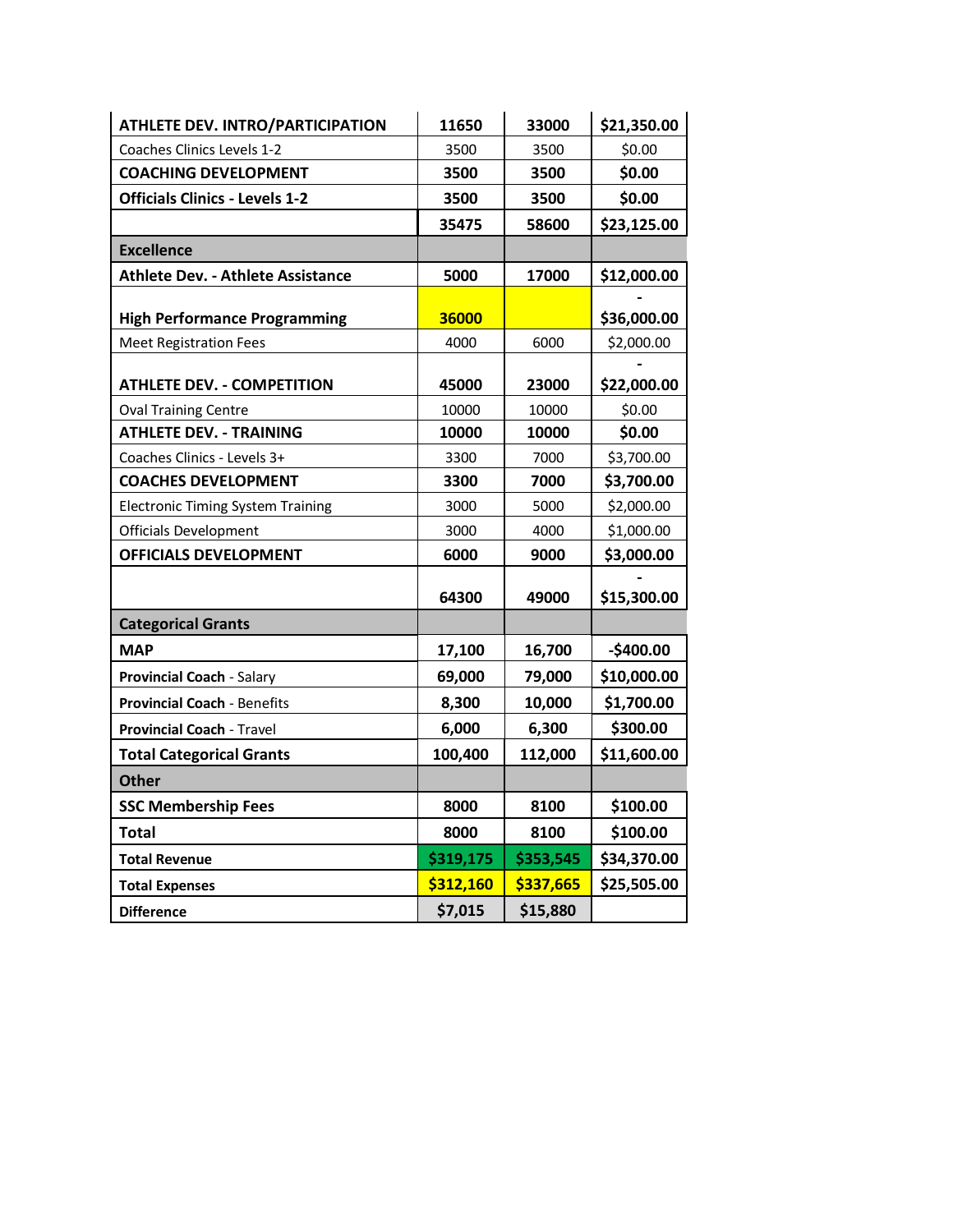| ATHLETE DEV. INTRO/PARTICIPATION | 11650 | 33000 | $21,350.00 |
|---|---|---|---|
| Coaches Clinics Levels 1-2 | 3500 | 3500 | $0.00 |
| COACHING DEVELOPMENT | 3500 | 3500 | $0.00 |
| Officials Clinics - Levels 1-2 | 3500 | 3500 | $0.00 |
| | 35475 | 58600 | $23,125.00 |
| Excellence | | | |
| Athlete Dev. - Athlete Assistance | 5000 | 17000 | $12,000.00 |
| High Performance Programming | 36000 | | -$36,000.00 |
| Meet Registration Fees | 4000 | 6000 | $2,000.00 |
| ATHLETE DEV. - COMPETITION | 45000 | 23000 | -$22,000.00 |
| Oval Training Centre | 10000 | 10000 | $0.00 |
| ATHLETE DEV. - TRAINING | 10000 | 10000 | $0.00 |
| Coaches Clinics - Levels 3+ | 3300 | 7000 | $3,700.00 |
| COACHES DEVELOPMENT | 3300 | 7000 | $3,700.00 |
| Electronic Timing System Training | 3000 | 5000 | $2,000.00 |
| Officials Development | 3000 | 4000 | $1,000.00 |
| OFFICIALS DEVELOPMENT | 6000 | 9000 | $3,000.00 |
| | 64300 | 49000 | -$15,300.00 |
| Categorical Grants | | | |
| MAP | 17,100 | 16,700 | -$400.00 |
| Provincial Coach - Salary | 69,000 | 79,000 | $10,000.00 |
| Provincial Coach - Benefits | 8,300 | 10,000 | $1,700.00 |
| Provincial Coach - Travel | 6,000 | 6,300 | $300.00 |
| Total Categorical Grants | 100,400 | 112,000 | $11,600.00 |
| Other | | | |
| SSC Membership Fees | 8000 | 8100 | $100.00 |
| Total | 8000 | 8100 | $100.00 |
| Total Revenue | $319,175 | $353,545 | $34,370.00 |
| Total Expenses | $312,160 | $337,665 | $25,505.00 |
| Difference | $7,015 | $15,880 | |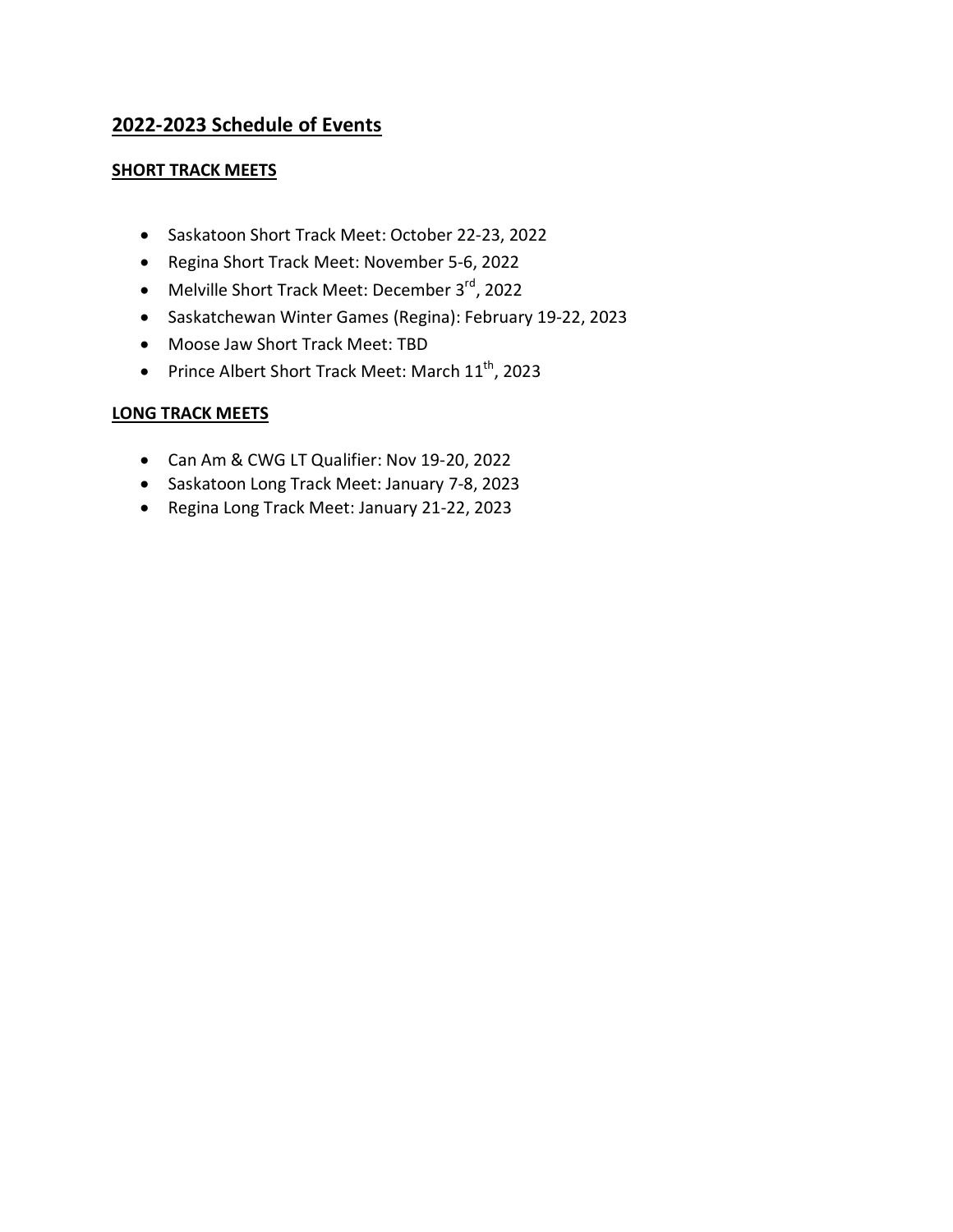## 2022-2023 Schedule of Events

### SHORT TRACK MEETS

- Saskatoon Short Track Meet: October 22-23, 2022
- Regina Short Track Meet: November 5-6, 2022
- Melville Short Track Meet: December 3rd, 2022
- Saskatchewan Winter Games (Regina): February 19-22, 2023
- Moose Jaw Short Track Meet: TBD
- Prince Albert Short Track Meet: March 11th, 2023

### LONG TRACK MEETS

- Can Am & CWG LT Qualifier: Nov 19-20, 2022
- Saskatoon Long Track Meet: January 7-8, 2023
- Regina Long Track Meet: January 21-22, 2023